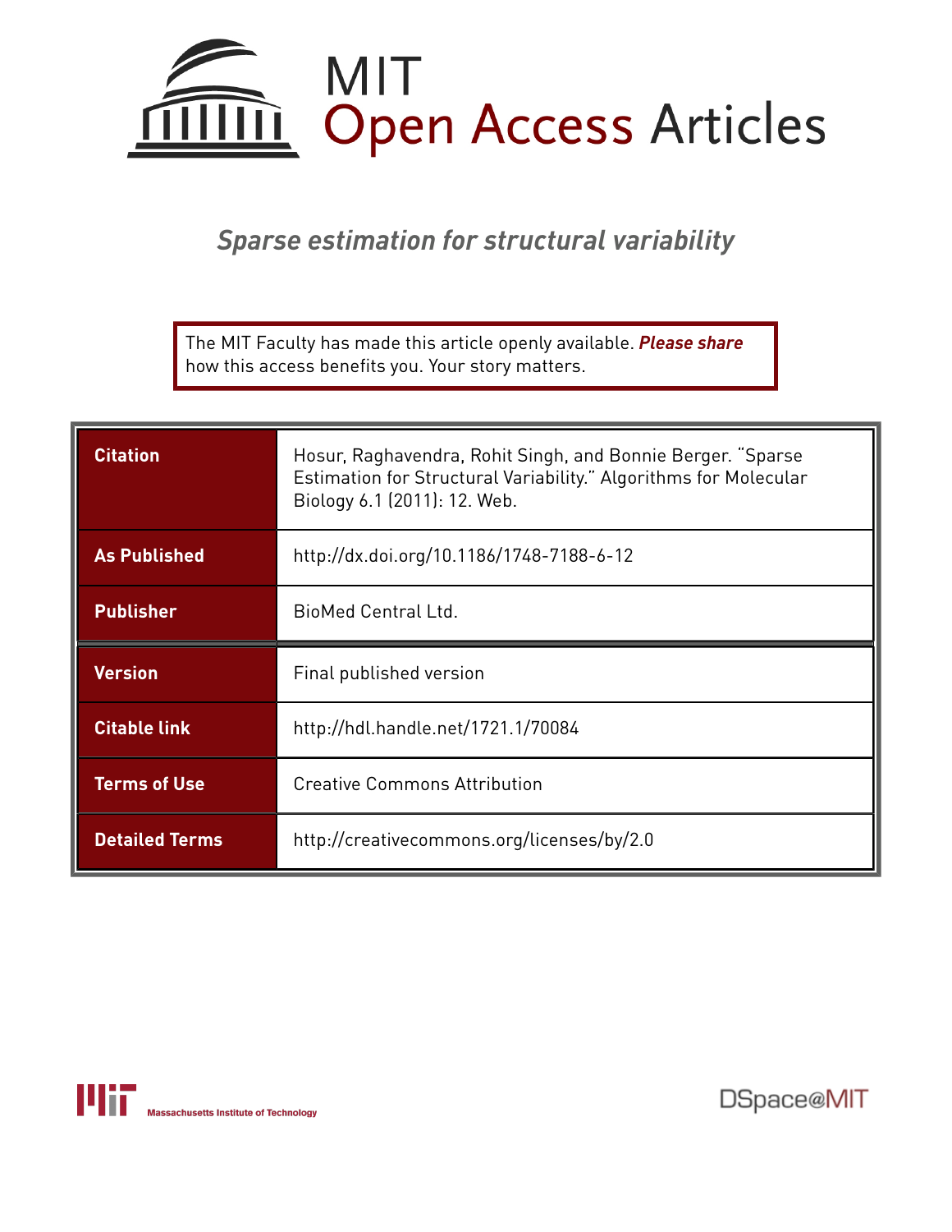# MIT Open Access Articles

## *Sparse estimation for structural variability*

The MIT Faculty has made this article openly available. ***Please share*** how this access benefits you. Your story matters.

| | |
|---|---|
| **Citation** | Hosur, Raghavendra, Rohit Singh, and Bonnie Berger. "Sparse Estimation for Structural Variability." Algorithms for Molecular Biology 6.1 (2011): 12. Web. |
| **As Published** | http://dx.doi.org/10.1186/1748-7188-6-12 |
| **Publisher** | BioMed Central Ltd. |
| **Version** | Final published version |
| **Citable link** | http://hdl.handle.net/1721.1/70084 |
| **Terms of Use** | Creative Commons Attribution |
| **Detailed Terms** | http://creativecommons.org/licenses/by/2.0 |

Massachusetts Institute of Technology

DSpace@MIT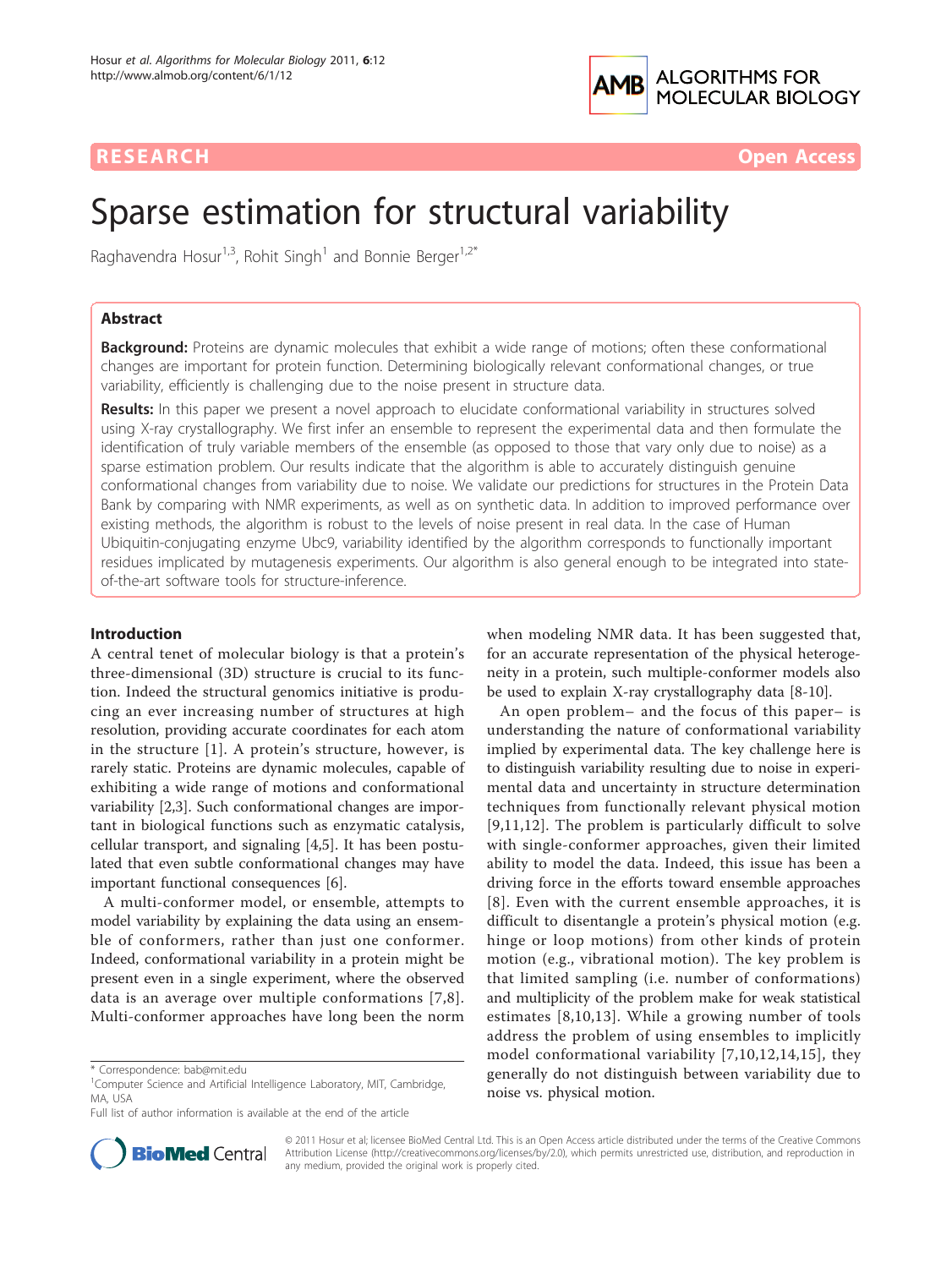# Sparse estimation for structural variability

Raghavendra Hosur[1,3], Rohit Singh[1] and Bonnie Berger[1,2*]

## Abstract

**Background:** Proteins are dynamic molecules that exhibit a wide range of motions; often these conformational changes are important for protein function. Determining biologically relevant conformational changes, or true variability, efficiently is challenging due to the noise present in structure data.

**Results:** In this paper we present a novel approach to elucidate conformational variability in structures solved using X-ray crystallography. We first infer an ensemble to represent the experimental data and then formulate the identification of truly variable members of the ensemble (as opposed to those that vary only due to noise) as a sparse estimation problem. Our results indicate that the algorithm is able to accurately distinguish genuine conformational changes from variability due to noise. We validate our predictions for structures in the Protein Data Bank by comparing with NMR experiments, as well as on synthetic data. In addition to improved performance over existing methods, the algorithm is robust to the levels of noise present in real data. In the case of Human Ubiquitin-conjugating enzyme Ubc9, variability identified by the algorithm corresponds to functionally important residues implicated by mutagenesis experiments. Our algorithm is also general enough to be integrated into state-of-the-art software tools for structure-inference.

## Introduction

A central tenet of molecular biology is that a protein's three-dimensional (3D) structure is crucial to its function. Indeed the structural genomics initiative is producing an ever increasing number of structures at high resolution, providing accurate coordinates for each atom in the structure [1]. A protein's structure, however, is rarely static. Proteins are dynamic molecules, capable of exhibiting a wide range of motions and conformational variability [2,3]. Such conformational changes are important in biological functions such as enzymatic catalysis, cellular transport, and signaling [4,5]. It has been postulated that even subtle conformational changes may have important functional consequences [6].

A multi-conformer model, or ensemble, attempts to model variability by explaining the data using an ensemble of conformers, rather than just one conformer. Indeed, conformational variability in a protein might be present even in a single experiment, where the observed data is an average over multiple conformations [7,8]. Multi-conformer approaches have long been the norm when modeling NMR data. It has been suggested that, for an accurate representation of the physical heterogeneity in a protein, such multiple-conformer models also be used to explain X-ray crystallography data [8-10].

An open problem– and the focus of this paper– is understanding the nature of conformational variability implied by experimental data. The key challenge here is to distinguish variability resulting due to noise in experimental data and uncertainty in structure determination techniques from functionally relevant physical motion [9,11,12]. The problem is particularly difficult to solve with single-conformer approaches, given their limited ability to model the data. Indeed, this issue has been a driving force in the efforts toward ensemble approaches [8]. Even with the current ensemble approaches, it is difficult to disentangle a protein's physical motion (e.g. hinge or loop motions) from other kinds of protein motion (e.g., vibrational motion). The key problem is that limited sampling (i.e. number of conformations) and multiplicity of the problem make for weak statistical estimates [8,10,13]. While a growing number of tools address the problem of using ensembles to implicitly model conformational variability [7,10,12,14,15], they generally do not distinguish between variability due to noise vs. physical motion.

\* Correspondence: bab@mit.edu

[1] Computer Science and Artificial Intelligence Laboratory, MIT, Cambridge, MA, USA

Full list of author information is available at the end of the article

© 2011 Hosur et al; licensee BioMed Central Ltd. This is an Open Access article distributed under the terms of the Creative Commons Attribution License (http://creativecommons.org/licenses/by/2.0), which permits unrestricted use, distribution, and reproduction in any medium, provided the original work is properly cited.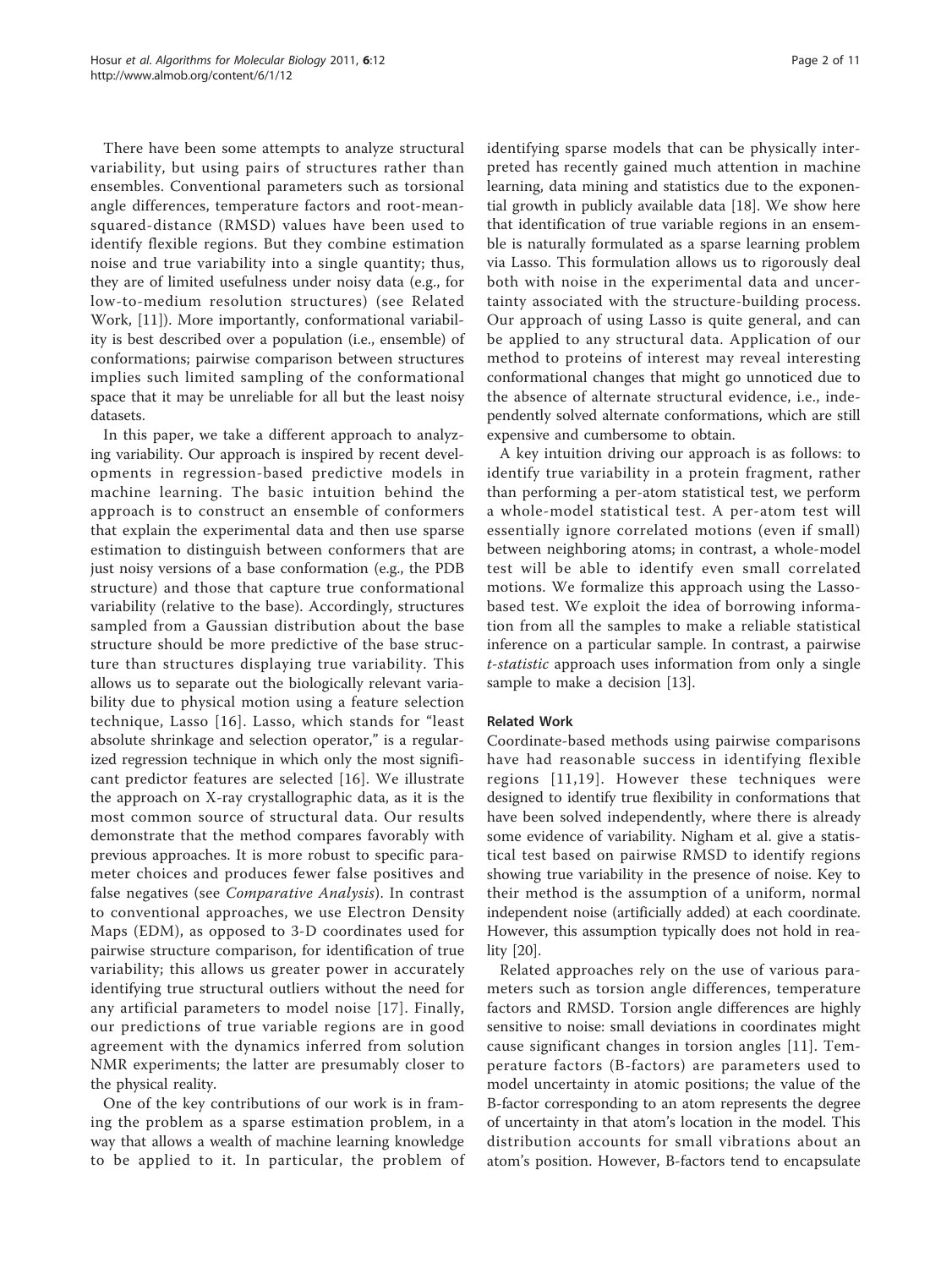There have been some attempts to analyze structural variability, but using pairs of structures rather than ensembles. Conventional parameters such as torsional angle differences, temperature factors and root-mean-squared-distance (RMSD) values have been used to identify flexible regions. But they combine estimation noise and true variability into a single quantity; thus, they are of limited usefulness under noisy data (e.g., for low-to-medium resolution structures) (see Related Work, [11]). More importantly, conformational variability is best described over a population (i.e., ensemble) of conformations; pairwise comparison between structures implies such limited sampling of the conformational space that it may be unreliable for all but the least noisy datasets.

In this paper, we take a different approach to analyzing variability. Our approach is inspired by recent developments in regression-based predictive models in machine learning. The basic intuition behind the approach is to construct an ensemble of conformers that explain the experimental data and then use sparse estimation to distinguish between conformers that are just noisy versions of a base conformation (e.g., the PDB structure) and those that capture true conformational variability (relative to the base). Accordingly, structures sampled from a Gaussian distribution about the base structure should be more predictive of the base structure than structures displaying true variability. This allows us to separate out the biologically relevant variability due to physical motion using a feature selection technique, Lasso [16]. Lasso, which stands for "least absolute shrinkage and selection operator," is a regularized regression technique in which only the most significant predictor features are selected [16]. We illustrate the approach on X-ray crystallographic data, as it is the most common source of structural data. Our results demonstrate that the method compares favorably with previous approaches. It is more robust to specific parameter choices and produces fewer false positives and false negatives (see *Comparative Analysis*). In contrast to conventional approaches, we use Electron Density Maps (EDM), as opposed to 3-D coordinates used for pairwise structure comparison, for identification of true variability; this allows us greater power in accurately identifying true structural outliers without the need for any artificial parameters to model noise [17]. Finally, our predictions of true variable regions are in good agreement with the dynamics inferred from solution NMR experiments; the latter are presumably closer to the physical reality.

One of the key contributions of our work is in framing the problem as a sparse estimation problem, in a way that allows a wealth of machine learning knowledge to be applied to it. In particular, the problem of identifying sparse models that can be physically interpreted has recently gained much attention in machine learning, data mining and statistics due to the exponential growth in publicly available data [18]. We show here that identification of true variable regions in an ensemble is naturally formulated as a sparse learning problem via Lasso. This formulation allows us to rigorously deal both with noise in the experimental data and uncertainty associated with the structure-building process. Our approach of using Lasso is quite general, and can be applied to any structural data. Application of our method to proteins of interest may reveal interesting conformational changes that might go unnoticed due to the absence of alternate structural evidence, i.e., independently solved alternate conformations, which are still expensive and cumbersome to obtain.

A key intuition driving our approach is as follows: to identify true variability in a protein fragment, rather than performing a per-atom statistical test, we perform a whole-model statistical test. A per-atom test will essentially ignore correlated motions (even if small) between neighboring atoms; in contrast, a whole-model test will be able to identify even small correlated motions. We formalize this approach using the Lasso-based test. We exploit the idea of borrowing information from all the samples to make a reliable statistical inference on a particular sample. In contrast, a pairwise *t-statistic* approach uses information from only a single sample to make a decision [13].

### Related Work

Coordinate-based methods using pairwise comparisons have had reasonable success in identifying flexible regions [11,19]. However these techniques were designed to identify true flexibility in conformations that have been solved independently, where there is already some evidence of variability. Nigham et al. give a statistical test based on pairwise RMSD to identify regions showing true variability in the presence of noise. Key to their method is the assumption of a uniform, normal independent noise (artificially added) at each coordinate. However, this assumption typically does not hold in reality [20].

Related approaches rely on the use of various parameters such as torsion angle differences, temperature factors and RMSD. Torsion angle differences are highly sensitive to noise: small deviations in coordinates might cause significant changes in torsion angles [11]. Temperature factors (B-factors) are parameters used to model uncertainty in atomic positions; the value of the B-factor corresponding to an atom represents the degree of uncertainty in that atom's location in the model. This distribution accounts for small vibrations about an atom's position. However, B-factors tend to encapsulate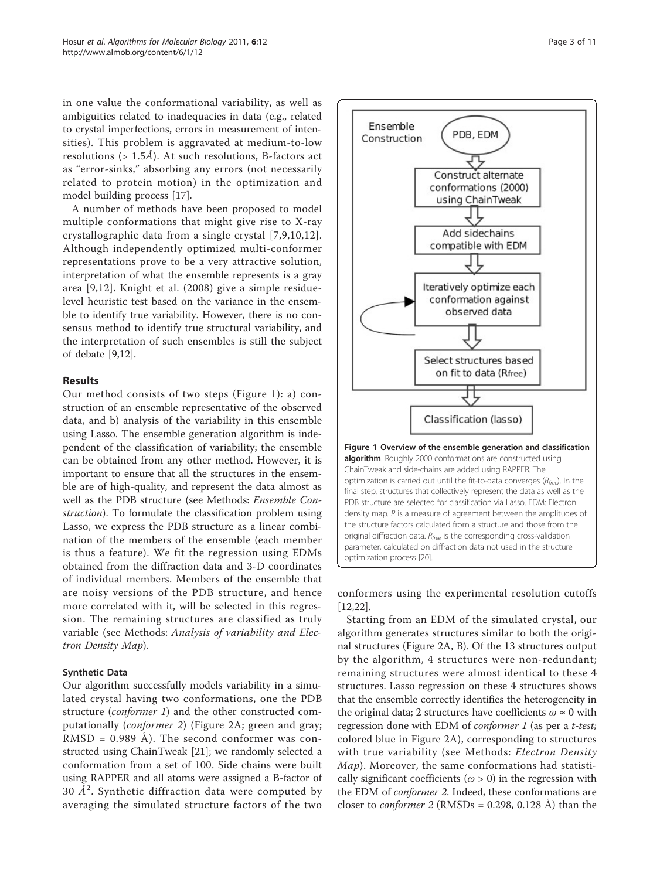in one value the conformational variability, as well as ambiguities related to inadequacies in data (e.g., related to crystal imperfections, errors in measurement of intensities). This problem is aggravated at medium-to-low resolutions (> 1.5Å). At such resolutions, B-factors act as "error-sinks," absorbing any errors (not necessarily related to protein motion) in the optimization and model building process [17].

A number of methods have been proposed to model multiple conformations that might give rise to X-ray crystallographic data from a single crystal [7,9,10,12]. Although independently optimized multi-conformer representations prove to be a very attractive solution, interpretation of what the ensemble represents is a gray area [9,12]. Knight et al. (2008) give a simple residue-level heuristic test based on the variance in the ensemble to identify true variability. However, there is no consensus method to identify true structural variability, and the interpretation of such ensembles is still the subject of debate [9,12].

## Results

Our method consists of two steps (Figure 1): a) construction of an ensemble representative of the observed data, and b) analysis of the variability in this ensemble using Lasso. The ensemble generation algorithm is independent of the classification of variability; the ensemble can be obtained from any other method. However, it is important to ensure that all the structures in the ensemble are of high-quality, and represent the data almost as well as the PDB structure (see Methods: *Ensemble Construction*). To formulate the classification problem using Lasso, we express the PDB structure as a linear combination of the members of the ensemble (each member is thus a feature). We fit the regression using EDMs obtained from the diffraction data and 3-D coordinates of individual members. Members of the ensemble that are noisy versions of the PDB structure, and hence more correlated with it, will be selected in this regression. The remaining structures are classified as truly variable (see Methods: *Analysis of variability and Electron Density Map*).

### Synthetic Data

Our algorithm successfully models variability in a simulated crystal having two conformations, one the PDB structure (*conformer 1*) and the other constructed computationally (*conformer 2*) (Figure 2A; green and gray; RMSD = 0.989 Å). The second conformer was constructed using ChainTweak [21]; we randomly selected a conformation from a set of 100. Side chains were built using RAPPER and all atoms were assigned a B-factor of 30 $Å^2$. Synthetic diffraction data were computed by averaging the simulated structure factors of the two conformers using the experimental resolution cutoffs [12,22].

Ensemble Construction

PDB, EDM

Construct alternate conformations (2000) using ChainTweak

Add sidechains compatible with EDM

Iteratively optimize each conformation against observed data

Select structures based on fit to data ($R_{free}$)

Classification (lasso)

**Figure 1 Overview of the ensemble generation and classification algorithm**. Roughly 2000 conformations are constructed using ChainTweak and side-chains are added using RAPPER. The optimization is carried out until the fit-to-data converges ($R_{free}$). In the final step, structures that collectively represent the data as well as the PDB structure are selected for classification via Lasso. EDM: Electron density map. $R$ is a measure of agreement between the amplitudes of the structure factors calculated from a structure and those from the original diffraction data. $R_{free}$ is the corresponding cross-validation parameter, calculated on diffraction data not used in the structure optimization process [20].

Starting from an EDM of the simulated crystal, our algorithm generates structures similar to both the original structures (Figure 2A, B). Of the 13 structures output by the algorithm, 4 structures were non-redundant; remaining structures were almost identical to these 4 structures. Lasso regression on these 4 structures shows that the ensemble correctly identifies the heterogeneity in the original data; 2 structures have coefficients $\omega \approx 0$ with regression done with EDM of *conformer 1* (as per a *t-test;* colored blue in Figure 2A), corresponding to structures with true variability (see Methods: *Electron Density Map*). Moreover, the same conformations had statistically significant coefficients ($\omega > 0$) in the regression with the EDM of *conformer 2*. Indeed, these conformations are closer to *conformer 2* (RMSDs = 0.298, 0.128 Å) than the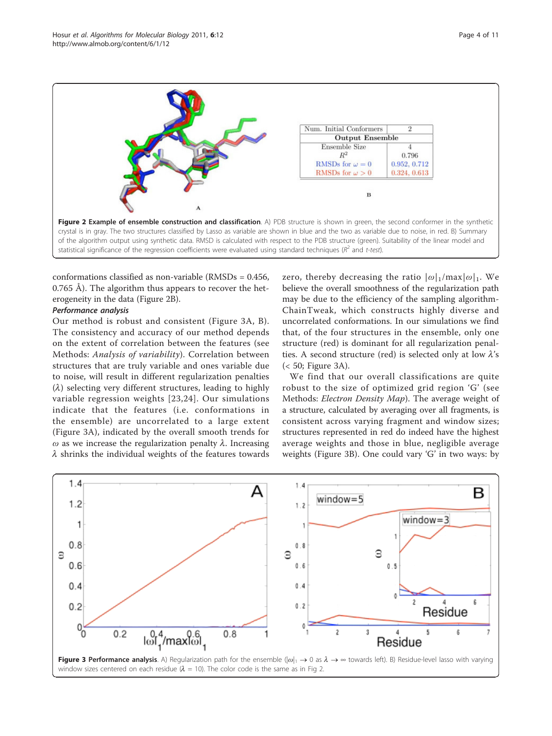| Num. Initial Conformers | 2 |
| --- | --- |
| **Output Ensemble** | |
| Ensemble Size | 4 |
| $R^2$ | 0.796 |
| RMSDs for $\omega = 0$ | 0.952, 0.712 |
| RMSDs for $\omega > 0$ | 0.324, 0.613 |

**Figure 2 Example of ensemble construction and classification**. A) PDB structure is shown in green, the second conformer in the synthetic crystal is in gray. The two structures classified by Lasso as variable are shown in blue and the two as variable due to noise, in red. B) Summary of the algorithm output using synthetic data. RMSD is calculated with respect to the PDB structure (green). Suitability of the linear model and statistical significance of the regression coefficients were evaluated using standard techniques ($R^2$ and *t-test*).

conformations classified as non-variable (RMSDs = 0.456, 0.765 Å). The algorithm thus appears to recover the heterogeneity in the data (Figure 2B).

### *Performance analysis*

Our method is robust and consistent (Figure 3A, B). The consistency and accuracy of our method depends on the extent of correlation between the features (see Methods: *Analysis of variability*). Correlation between structures that are truly variable and ones variable due to noise, will result in different regularization penalties ($\lambda$) selecting very different structures, leading to highly variable regression weights [23,24]. Our simulations indicate that the features (i.e. conformations in the ensemble) are uncorrelated to a large extent (Figure 3A), indicated by the overall smooth trends for $\omega$ as we increase the regularization penalty $\lambda$. Increasing $\lambda$ shrinks the individual weights of the features towards zero, thereby decreasing the ratio $|\omega|_1/\max|\omega|_1$. We believe the overall smoothness of the regularization path may be due to the efficiency of the sampling algorithm-ChainTweak, which constructs highly diverse and uncorrelated conformations. In our simulations we find that, of the four structures in the ensemble, only one structure (red) is dominant for all regularization penalties. A second structure (red) is selected only at low $\lambda$'s (< 50; Figure 3A).

We find that our overall classifications are quite robust to the size of optimized grid region 'G' (see Methods: *Electron Density Map*). The average weight of a structure, calculated by averaging over all fragments, is consistent across varying fragment and window sizes; structures represented in red do indeed have the highest average weights and those in blue, negligible average weights (Figure 3B). One could vary 'G' in two ways: by

**Figure 3 Performance analysis**. A) Regularization path for the ensemble ($|\omega|_1 \to 0$ as $\lambda \to \infty$ towards left). B) Residue-level lasso with varying window sizes centered on each residue ($\lambda$ = 10). The color code is the same as in Fig 2.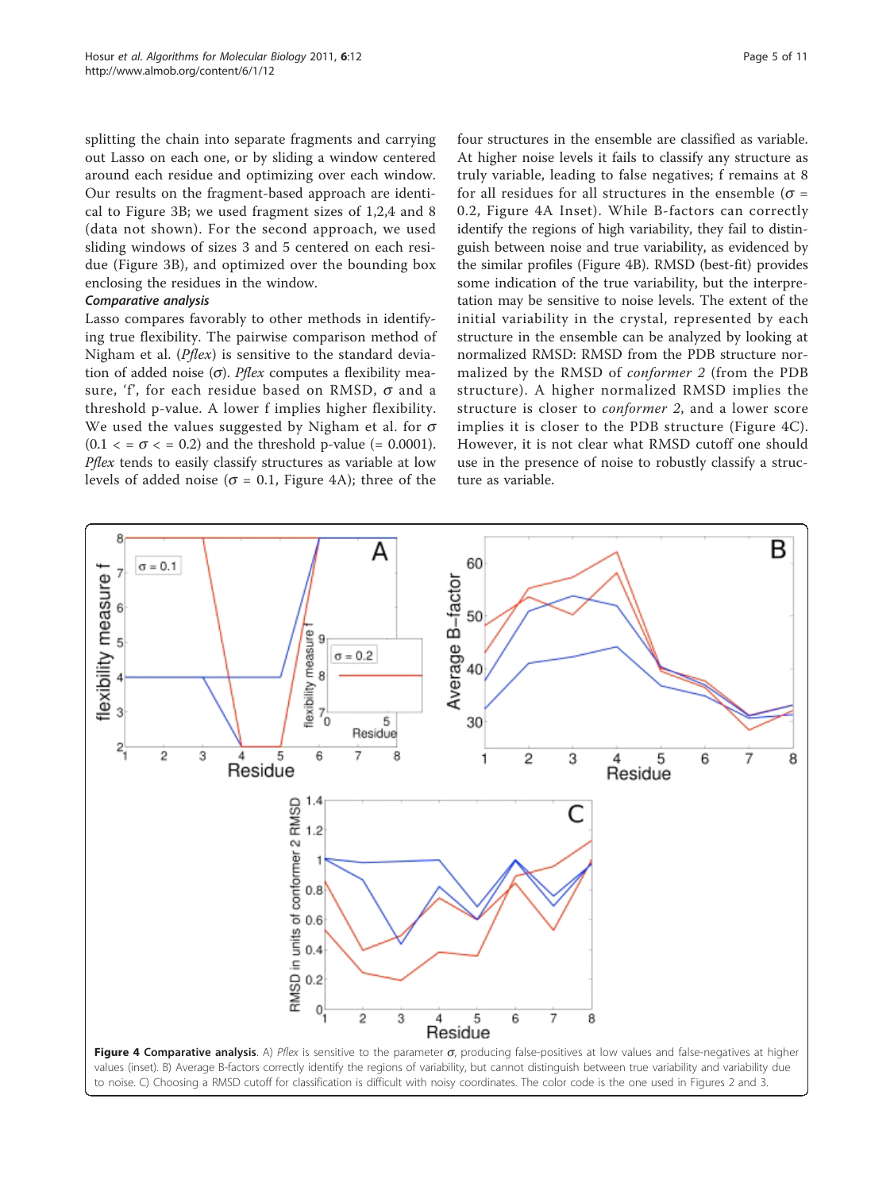splitting the chain into separate fragments and carrying out Lasso on each one, or by sliding a window centered around each residue and optimizing over each window. Our results on the fragment-based approach are identical to Figure 3B; we used fragment sizes of 1,2,4 and 8 (data not shown). For the second approach, we used sliding windows of sizes 3 and 5 centered on each residue (Figure 3B), and optimized over the bounding box enclosing the residues in the window.

### Comparative analysis

Lasso compares favorably to other methods in identifying true flexibility. The pairwise comparison method of Nigham et al. (*Pflex*) is sensitive to the standard deviation of added noise ($\sigma$). *Pflex* computes a flexibility measure, 'f', for each residue based on RMSD, $\sigma$ and a threshold p-value. A lower f implies higher flexibility. We used the values suggested by Nigham et al. for $\sigma$ ($0.1 <= \sigma <= 0.2$) and the threshold p-value (= 0.0001). *Pflex* tends to easily classify structures as variable at low levels of added noise ($\sigma$ = 0.1, Figure 4A); three of the four structures in the ensemble are classified as variable. At higher noise levels it fails to classify any structure as truly variable, leading to false negatives; f remains at 8 for all residues for all structures in the ensemble ($\sigma$ = 0.2, Figure 4A Inset). While B-factors can correctly identify the regions of high variability, they fail to distinguish between noise and true variability, as evidenced by the similar profiles (Figure 4B). RMSD (best-fit) provides some indication of the true variability, but the interpretation may be sensitive to noise levels. The extent of the initial variability in the crystal, represented by each structure in the ensemble can be analyzed by looking at normalized RMSD: RMSD from the PDB structure normalized by the RMSD of *conformer 2* (from the PDB structure). A higher normalized RMSD implies the structure is closer to *conformer 2*, and a lower score implies it is closer to the PDB structure (Figure 4C). However, it is not clear what RMSD cutoff one should use in the presence of noise to robustly classify a structure as variable.

**Figure 4 Comparative analysis**. A) *Pflex* is sensitive to the parameter $\sigma$, producing false-positives at low values and false-negatives at higher values (inset). B) Average B-factors correctly identify the regions of variability, but cannot distinguish between true variability and variability due to noise. C) Choosing a RMSD cutoff for classification is difficult with noisy coordinates. The color code is the one used in Figures 2 and 3.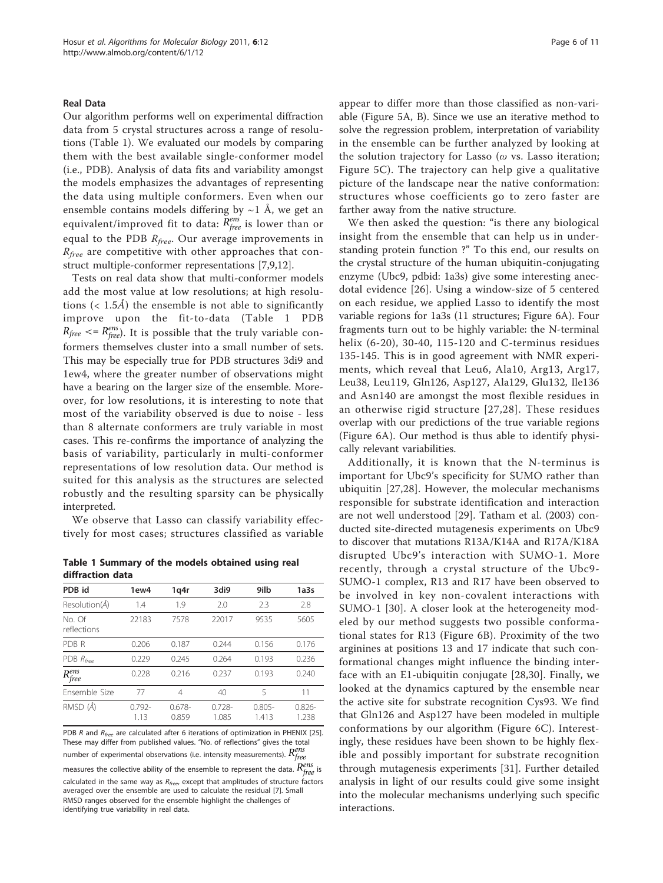### Real Data

Our algorithm performs well on experimental diffraction data from 5 crystal structures across a range of resolutions (Table 1). We evaluated our models by comparing them with the best available single-conformer model (i.e., PDB). Analysis of data fits and variability amongst the models emphasizes the advantages of representing the data using multiple conformers. Even when our ensemble contains models differing by ~1 Å, we get an equivalent/improved fit to data: $R_{free}^{ens}$ is lower than or equal to the PDB $R_{free}$. Our average improvements in $R_{free}$ are competitive with other approaches that construct multiple-conformer representations [7,9,12].

Tests on real data show that multi-conformer models add the most value at low resolutions; at high resolutions (< 1.5Å) the ensemble is not able to significantly improve upon the fit-to-data (Table 1 PDB $R_{free} <= R_{free}^{ens}$). It is possible that the truly variable conformers themselves cluster into a small number of sets. This may be especially true for PDB structures 3di9 and 1ew4, where the greater number of observations might have a bearing on the larger size of the ensemble. Moreover, for low resolutions, it is interesting to note that most of the variability observed is due to noise - less than 8 alternate conformers are truly variable in most cases. This re-confirms the importance of analyzing the basis of variability, particularly in multi-conformer representations of low resolution data. Our method is suited for this analysis as the structures are selected robustly and the resulting sparsity can be physically interpreted.

We observe that Lasso can classify variability effectively for most cases; structures classified as variable appear to differ more than those classified as non-variable (Figure 5A, B). Since we use an iterative method to solve the regression problem, interpretation of variability in the ensemble can be further analyzed by looking at the solution trajectory for Lasso ($\omega$ vs. Lasso iteration; Figure 5C). The trajectory can help give a qualitative picture of the landscape near the native conformation: structures whose coefficients go to zero faster are farther away from the native structure.

**Table 1 Summary of the models obtained using real diffraction data**

| PDB id | 1ew4 | 1q4r | 3di9 | 9ilb | 1a3s |
|---|---|---|---|---|---|
| Resolution(Å) | 1.4 | 1.9 | 2.0 | 2.3 | 2.8 |
| No. Of reflections | 22183 | 7578 | 22017 | 9535 | 5605 |
| PDB R | 0.206 | 0.187 | 0.244 | 0.156 | 0.176 |
| PDB $R_{free}$ | 0.229 | 0.245 | 0.264 | 0.193 | 0.236 |
| $R_{free}^{ens}$ | 0.228 | 0.216 | 0.237 | 0.193 | 0.240 |
| Ensemble Size | 77 | 4 | 40 | 5 | 11 |
| RMSD (Å) | 0.792-1.13 | 0.678-0.859 | 0.728-1.085 | 0.805-1.413 | 0.826-1.238 |

PDB $R$ and $R_{free}$ are calculated after 6 iterations of optimization in PHENIX [25]. These may differ from published values. "No. of reflections" gives the total number of experimental observations (i.e. intensity measurements). $R_{free}^{ens}$ measures the collective ability of the ensemble to represent the data. $R_{free}^{ens}$ is calculated in the same way as $R_{free}$, except that amplitudes of structure factors averaged over the ensemble are used to calculate the residual [7]. Small RMSD ranges observed for the ensemble highlight the challenges of identifying true variability in real data.

We then asked the question: "is there any biological insight from the ensemble that can help us in understanding protein function ?" To this end, our results on the crystal structure of the human ubiquitin-conjugating enzyme (Ubc9, pdbid: 1a3s) give some interesting anecdotal evidence [26]. Using a window-size of 5 centered on each residue, we applied Lasso to identify the most variable regions for 1a3s (11 structures; Figure 6A). Four fragments turn out to be highly variable: the N-terminal helix (6-20), 30-40, 115-120 and C-terminus residues 135-145. This is in good agreement with NMR experiments, which reveal that Leu6, Ala10, Arg13, Arg17, Leu38, Leu119, Gln126, Asp127, Ala129, Glu132, Ile136 and Asn140 are amongst the most flexible residues in an otherwise rigid structure [27,28]. These residues overlap with our predictions of the true variable regions (Figure 6A). Our method is thus able to identify physically relevant variabilities.

Additionally, it is known that the N-terminus is important for Ubc9's specificity for SUMO rather than ubiquitin [27,28]. However, the molecular mechanisms responsible for substrate identification and interaction are not well understood [29]. Tatham et al. (2003) conducted site-directed mutagenesis experiments on Ubc9 to discover that mutations R13A/K14A and R17A/K18A disrupted Ubc9's interaction with SUMO-1. More recently, through a crystal structure of the Ubc9-SUMO-1 complex, R13 and R17 have been observed to be involved in key non-covalent interactions with SUMO-1 [30]. A closer look at the heterogeneity modeled by our method suggests two possible conformational states for R13 (Figure 6B). Proximity of the two arginines at positions 13 and 17 indicate that such conformational changes might influence the binding interface with an E1-ubiquitin conjugate [28,30]. Finally, we looked at the dynamics captured by the ensemble near the active site for substrate recognition Cys93. We find that Gln126 and Asp127 have been modeled in multiple conformations by our algorithm (Figure 6C). Interestingly, these residues have been shown to be highly flexible and possibly important for substrate recognition through mutagenesis experiments [31]. Further detailed analysis in light of our results could give some insight into the molecular mechanisms underlying such specific interactions.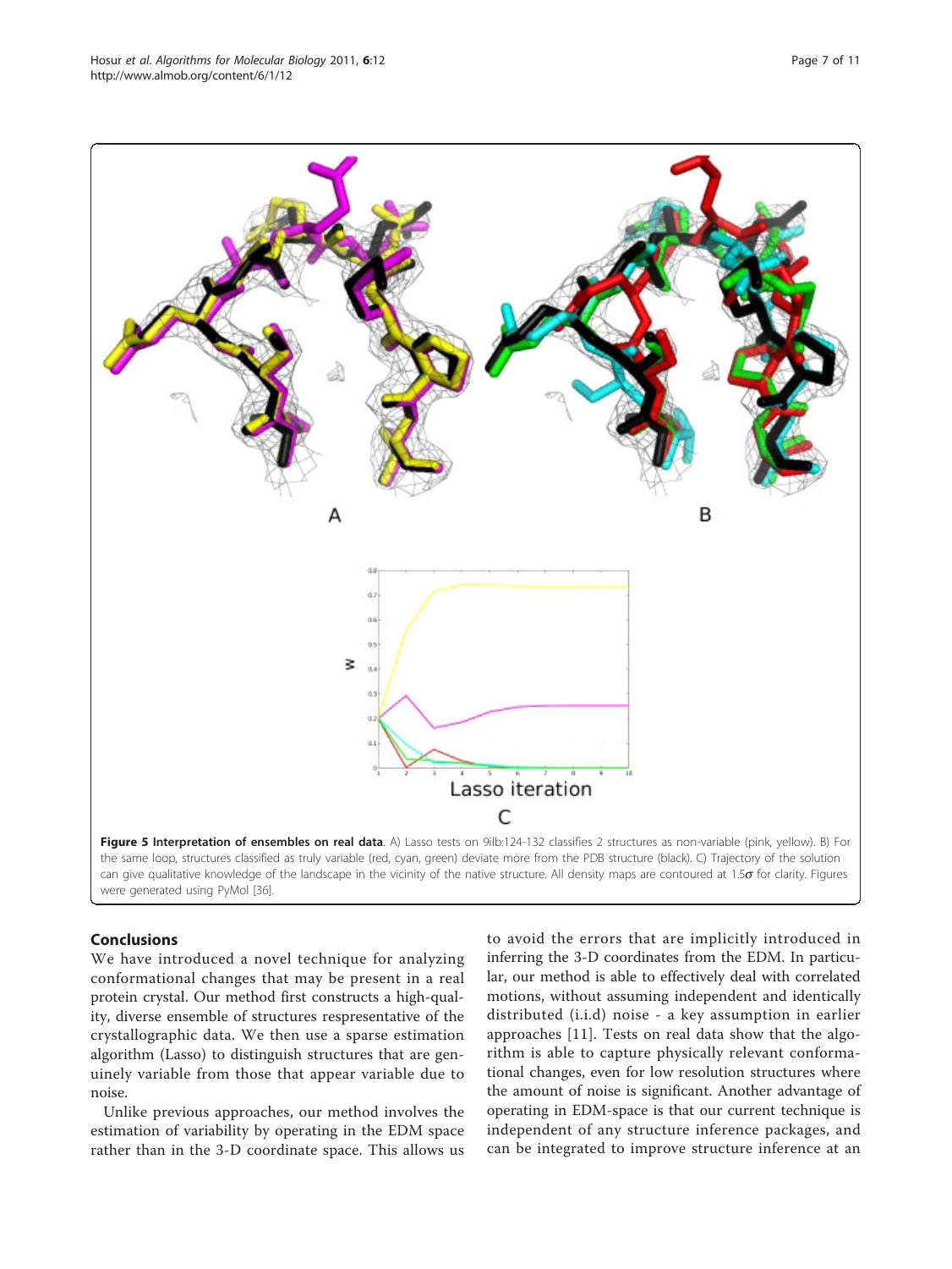**Figure 5 Interpretation of ensembles on real data**. A) Lasso tests on 9ilb:124-132 classifies 2 structures as non-variable (pink, yellow). B) For the same loop, structures classified as truly variable (red, cyan, green) deviate more from the PDB structure (black). C) Trajectory of the solution can give qualitative knowledge of the landscape in the vicinity of the native structure. All density maps are contoured at 1.5$\sigma$ for clarity. Figures were generated using PyMol [36].

## Conclusions

We have introduced a novel technique for analyzing conformational changes that may be present in a real protein crystal. Our method first constructs a high-quality, diverse ensemble of structures respresentative of the crystallographic data. We then use a sparse estimation algorithm (Lasso) to distinguish structures that are genuinely variable from those that appear variable due to noise.

Unlike previous approaches, our method involves the estimation of variability by operating in the EDM space rather than in the 3-D coordinate space. This allows us to avoid the errors that are implicitly introduced in inferring the 3-D coordinates from the EDM. In particular, our method is able to effectively deal with correlated motions, without assuming independent and identically distributed (i.i.d) noise - a key assumption in earlier approaches [11]. Tests on real data show that the algorithm is able to capture physically relevant conformational changes, even for low resolution structures where the amount of noise is significant. Another advantage of operating in EDM-space is that our current technique is independent of any structure inference packages, and can be integrated to improve structure inference at an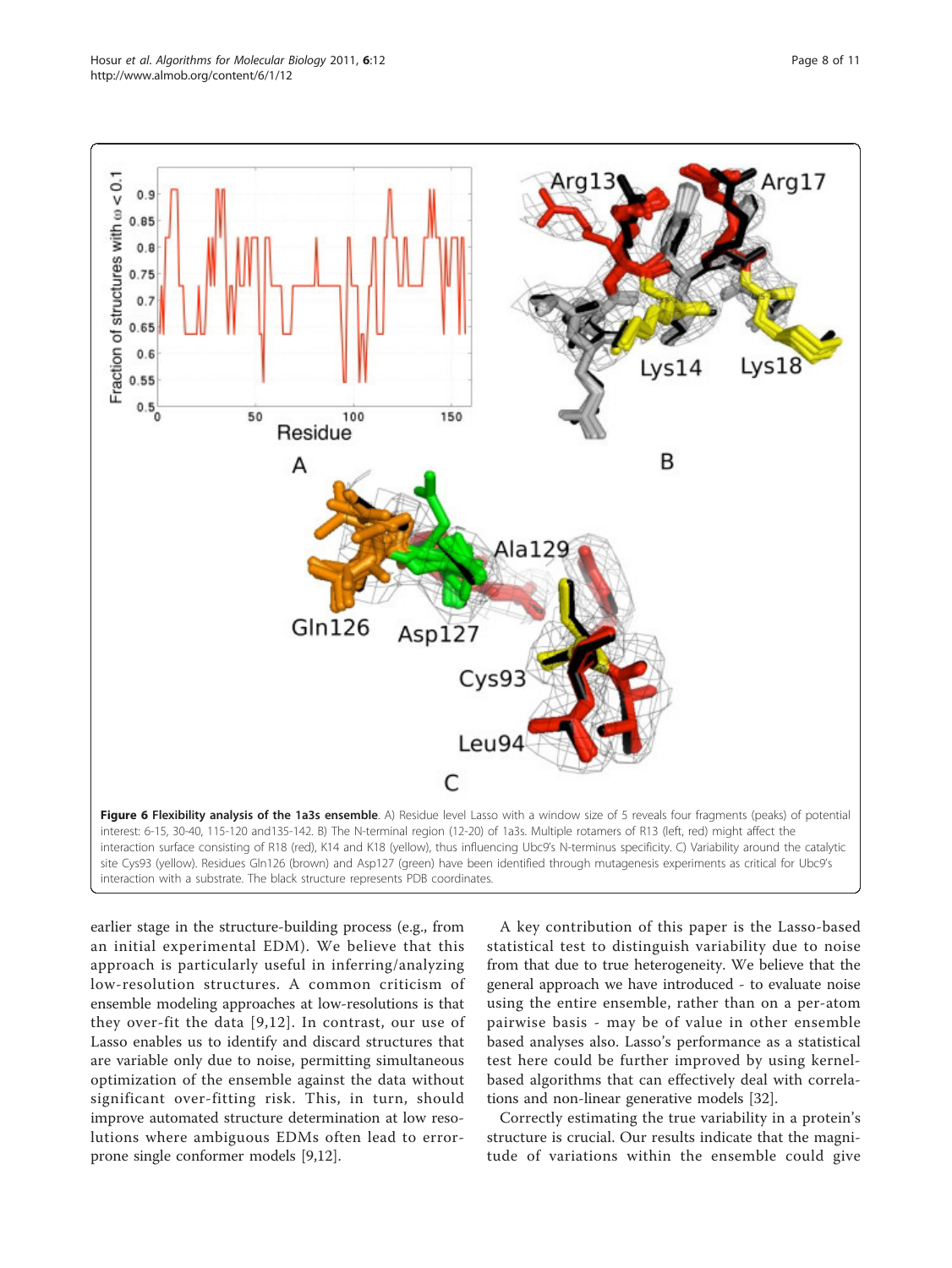**Figure 6 Flexibility analysis of the 1a3s ensemble**. A) Residue level Lasso with a window size of 5 reveals four fragments (peaks) of potential interest: 6-15, 30-40, 115-120 and135-142. B) The N-terminal region (12-20) of 1a3s. Multiple rotamers of R13 (left, red) might affect the interaction surface consisting of R18 (red), K14 and K18 (yellow), thus influencing Ubc9's N-terminus specificity. C) Variability around the catalytic site Cys93 (yellow). Residues Gln126 (brown) and Asp127 (green) have been identified through mutagenesis experiments as critical for Ubc9's interaction with a substrate. The black structure represents PDB coordinates.

earlier stage in the structure-building process (e.g., from an initial experimental EDM). We believe that this approach is particularly useful in inferring/analyzing low-resolution structures. A common criticism of ensemble modeling approaches at low-resolutions is that they over-fit the data [9,12]. In contrast, our use of Lasso enables us to identify and discard structures that are variable only due to noise, permitting simultaneous optimization of the ensemble against the data without significant over-fitting risk. This, in turn, should improve automated structure determination at low resolutions where ambiguous EDMs often lead to error-prone single conformer models [9,12].

A key contribution of this paper is the Lasso-based statistical test to distinguish variability due to noise from that due to true heterogeneity. We believe that the general approach we have introduced - to evaluate noise using the entire ensemble, rather than on a per-atom pairwise basis - may be of value in other ensemble based analyses also. Lasso's performance as a statistical test here could be further improved by using kernel-based algorithms that can effectively deal with correlations and non-linear generative models [32].

Correctly estimating the true variability in a protein's structure is crucial. Our results indicate that the magnitude of variations within the ensemble could give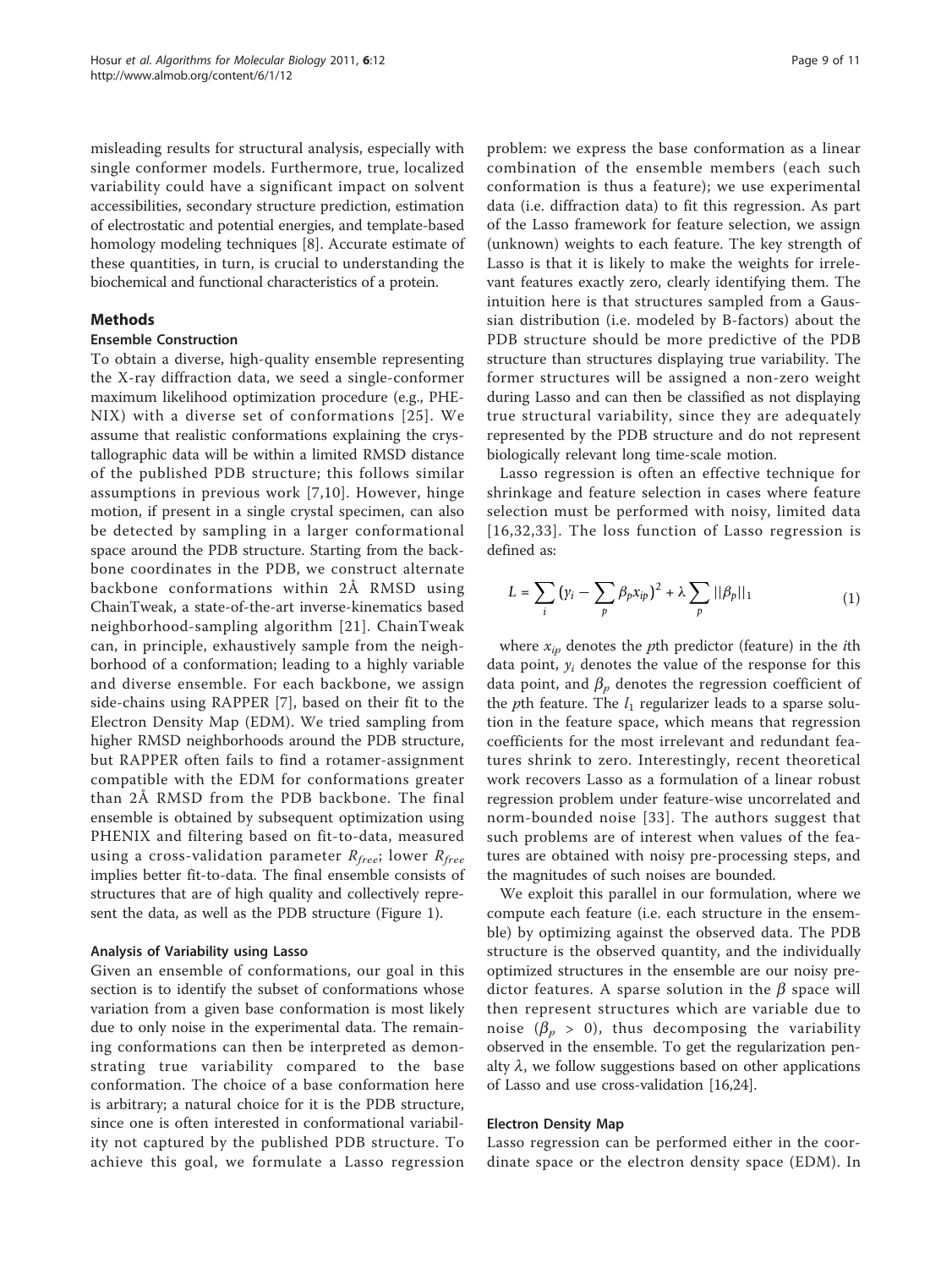misleading results for structural analysis, especially with single conformer models. Furthermore, true, localized variability could have a significant impact on solvent accessibilities, secondary structure prediction, estimation of electrostatic and potential energies, and template-based homology modeling techniques [8]. Accurate estimate of these quantities, in turn, is crucial to understanding the biochemical and functional characteristics of a protein.

## Methods

### Ensemble Construction

To obtain a diverse, high-quality ensemble representing the X-ray diffraction data, we seed a single-conformer maximum likelihood optimization procedure (e.g., PHENIX) with a diverse set of conformations [25]. We assume that realistic conformations explaining the crystallographic data will be within a limited RMSD distance of the published PDB structure; this follows similar assumptions in previous work [7,10]. However, hinge motion, if present in a single crystal specimen, can also be detected by sampling in a larger conformational space around the PDB structure. Starting from the backbone coordinates in the PDB, we construct alternate backbone conformations within 2Å RMSD using ChainTweak, a state-of-the-art inverse-kinematics based neighborhood-sampling algorithm [21]. ChainTweak can, in principle, exhaustively sample from the neighborhood of a conformation; leading to a highly variable and diverse ensemble. For each backbone, we assign side-chains using RAPPER [7], based on their fit to the Electron Density Map (EDM). We tried sampling from higher RMSD neighborhoods around the PDB structure, but RAPPER often fails to find a rotamer-assignment compatible with the EDM for conformations greater than 2Å RMSD from the PDB backbone. The final ensemble is obtained by subsequent optimization using PHENIX and filtering based on fit-to-data, measured using a cross-validation parameter $R_{free}$; lower $R_{free}$ implies better fit-to-data. The final ensemble consists of structures that are of high quality and collectively represent the data, as well as the PDB structure (Figure 1).

#### Analysis of Variability using Lasso

Given an ensemble of conformations, our goal in this section is to identify the subset of conformations whose variation from a given base conformation is most likely due to only noise in the experimental data. The remaining conformations can then be interpreted as demonstrating true variability compared to the base conformation. The choice of a base conformation here is arbitrary; a natural choice for it is the PDB structure, since one is often interested in conformational variability not captured by the published PDB structure. To achieve this goal, we formulate a Lasso regression problem: we express the base conformation as a linear combination of the ensemble members (each such conformation is thus a feature); we use experimental data (i.e. diffraction data) to fit this regression. As part of the Lasso framework for feature selection, we assign (unknown) weights to each feature. The key strength of Lasso is that it is likely to make the weights for irrelevant features exactly zero, clearly identifying them. The intuition here is that structures sampled from a Gaussian distribution (i.e. modeled by B-factors) about the PDB structure should be more predictive of the PDB structure than structures displaying true variability. The former structures will be assigned a non-zero weight during Lasso and can then be classified as not displaying true structural variability, since they are adequately represented by the PDB structure and do not represent biologically relevant long time-scale motion.

Lasso regression is often an effective technique for shrinkage and feature selection in cases where feature selection must be performed with noisy, limited data [16,32,33]. The loss function of Lasso regression is defined as:

$$L = \sum_i \left(y_i - \sum_p \beta_p x_{ip}\right)^2 + \lambda \sum_p ||\beta_p||_1 \tag{1}$$

where $x_{ip}$ denotes the $p$th predictor (feature) in the $i$th data point, $y_i$ denotes the value of the response for this data point, and $\beta_p$ denotes the regression coefficient of the $p$th feature. The $l_1$ regularizer leads to a sparse solution in the feature space, which means that regression coefficients for the most irrelevant and redundant features shrink to zero. Interestingly, recent theoretical work recovers Lasso as a formulation of a linear robust regression problem under feature-wise uncorrelated and norm-bounded noise [33]. The authors suggest that such problems are of interest when values of the features are obtained with noisy pre-processing steps, and the magnitudes of such noises are bounded.

We exploit this parallel in our formulation, where we compute each feature (i.e. each structure in the ensemble) by optimizing against the observed data. The PDB structure is the observed quantity, and the individually optimized structures in the ensemble are our noisy predictor features. A sparse solution in the $\beta$ space will then represent structures which are variable due to noise ($\beta_p > 0$), thus decomposing the variability observed in the ensemble. To get the regularization penalty $\lambda$, we follow suggestions based on other applications of Lasso and use cross-validation [16,24].

#### Electron Density Map

Lasso regression can be performed either in the coordinate space or the electron density space (EDM). In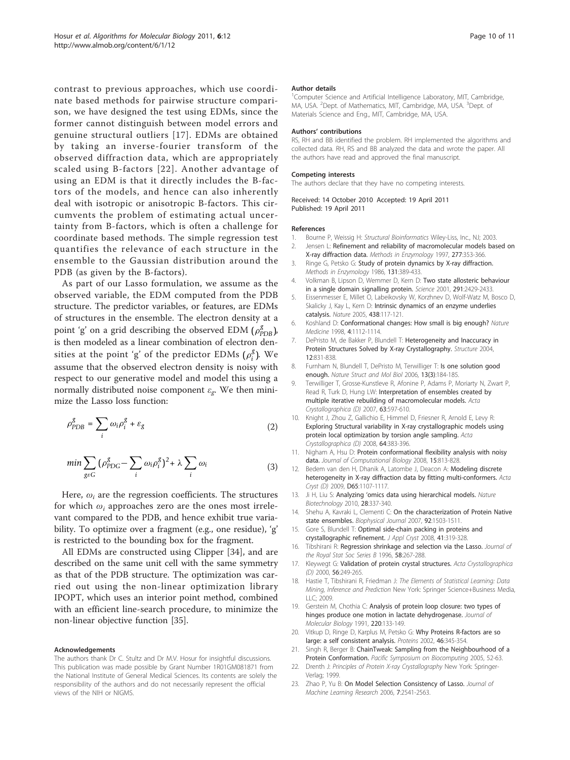contrast to previous approaches, which use coordinate based methods for pairwise structure comparison, we have designed the test using EDMs, since the former cannot distinguish between model errors and genuine structural outliers [17]. EDMs are obtained by taking an inverse-fourier transform of the observed diffraction data, which are appropriately scaled using B-factors [22]. Another advantage of using an EDM is that it directly includes the B-factors of the models, and hence can also inherently deal with isotropic or anisotropic B-factors. This circumvents the problem of estimating actual uncertainty from B-factors, which is often a challenge for coordinate based methods. The simple regression test quantifies the relevance of each structure in the ensemble to the Gaussian distribution around the PDB (as given by the B-factors).

As part of our Lasso formulation, we assume as the observed variable, the EDM computed from the PDB structure. The predictor variables, or features, are EDMs of structures in the ensemble. The electron density at a point 'g' on a grid describing the observed EDM ($\rho^g_{PDB}$), is then modeled as a linear combination of electron densities at the point 'g' of the predictor EDMs ($\rho^g_i$). We assume that the observed electron density is noisy with respect to our generative model and model this using a normally distributed noise component $\varepsilon_g$. We then minimize the Lasso loss function:

$$\rho^g_{PDB} = \sum_i \omega_i \rho^g_i + \varepsilon_g \tag{2}$$

$$min \sum_{g \varepsilon G} (\rho^g_{PDG} - \sum_i \omega_i \rho^g_i)^2 + \lambda \sum_i \omega_i \tag{3}$$

Here, $\omega_i$ are the regression coefficients. The structures for which $\omega_i$ approaches zero are the ones most irrelevant compared to the PDB, and hence exhibit true variability. To optimize over a fragment (e.g., one residue), 'g' is restricted to the bounding box for the fragment.

All EDMs are constructed using Clipper [34], and are described on the same unit cell with the same symmetry as that of the PDB structure. The optimization was carried out using the non-linear optimization library IPOPT, which uses an interior point method, combined with an efficient line-search procedure, to minimize the non-linear objective function [35].

## Acknowledgements

The authors thank Dr C. Stultz and Dr M.V. Hosur for insightful discussions. This publication was made possible by Grant Number 1R01GM081871 from the National Institute of General Medical Sciences. Its contents are solely the responsibility of the authors and do not necessarily represent the official views of the NIH or NIGMS.

## Author details

[1]Computer Science and Artificial Intelligence Laboratory, MIT, Cambridge, MA, USA. [2]Dept. of Mathematics, MIT, Cambridge, MA, USA. [3]Dept. of Materials Science and Eng., MIT, Cambridge, MA, USA.

## Authors' contributions

RS, RH and BB identified the problem. RH implemented the algorithms and collected data. RH, RS and BB analyzed the data and wrote the paper. All the authors have read and approved the final manuscript.

## Competing interests

The authors declare that they have no competing interests.

Received: 14 October 2010 Accepted: 19 April 2011
Published: 19 April 2011

## References

1. Bourne P, Weissig H: *Structural Bioinformatics* Wiley-Liss, Inc., NJ; 2003.
2. Jensen L: **Refinement and reliability of macromolecular models based on X-ray diffraction data.** *Methods in Enzymology* 1997, **277**:353-366.
3. Ringe G, Petsko G: **Study of protein dynamics by X-ray diffraction.** *Methods in Enzymology* 1986, **131**:389-433.
4. Volkman B, Lipson D, Wemmer D, Kern D: **Two state allosteric behaviour in a single domain signalling protein.** *Science* 2001, **291**:2429-2433.
5. Eissenmesser E, Millet O, Labeikovsky W, Korzhnev D, Wolf-Watz M, Bosco D, Skalicky J, Kay L, Kern D: **Intrinsic dynamics of an enzyme underlies catalysis.** *Nature* 2005, **438**:117-121.
6. Koshland D: **Conformational changes: How small is big enough?** *Nature Medicine* 1998, **4**:1112-1114.
7. DePristo M, de Bakker P, Blundell T: **Heterogeneity and Inaccuracy in Protein Structures Solved by X-ray Crystallography.** *Structure* 2004, **12**:831-838.
8. Furnham N, Blundell T, DePristo M, Terwilliger T: **Is one solution good enough.** *Nature Struct and Mol Biol* 2006, **13(3)**:184-185.
9. Terwilliger T, Grosse-Kunstleve R, Afonine P, Adams P, Moriarty N, Zwart P, Read R, Turk D, Hung LW: **Interpretation of ensembles created by multiple iterative rebuilding of macromolecular models.** *Acta Crystallographica (D)* 2007, **63**:597-610.
10. Knight J, Zhou Z, Gallichio E, Himmel D, Friesner R, Arnold E, Levy R: **Exploring Structural variability in X-ray crystallographic models using protein local optimization by torsion angle sampling.** *Acta Crystallographica (D)* 2008, **64**:383-396.
11. Nigham A, Hsu D: **Protein conformational flexibility analysis with noisy data.** *Journal of Computational Biology* 2008, **15**:813-828.
12. Bedem van den H, Dhanik A, Latombe J, Deacon A: **Modeling discrete heterogeneity in X-ray diffraction data by fitting multi-conformers.** *Acta Cryst (D)* 2009, **D65**:1107-1117.
13. Ji H, Liu S: **Analyzing 'omics data using hierarchical models.** *Nature Biotechnology* 2010, **28**:337-340.
14. Shehu A, Kavraki L, Clementi C: **On the characterization of Protein Native state ensembles.** *Biophysical Journal* 2007, **92**:1503-1511.
15. Gore S, Blundell T: **Optimal side-chain packing in proteins and crystallographic refinement.** *J Appl Cryst* 2008, **41**:319-328.
16. Tibshirani R: **Regression shrinkage and selection via the Lasso.** *Journal of the Royal Stat Soc Series B* 1996, **58**:267-288.
17. Kleywegt G: **Validation of protein crystal structures.** *Acta Crystallographica (D)* 2000, **56**:249-265.
18. Hastie T, Tibshirani R, Friedman J: *The Elements of Statistical Learning: Data Mining, Inference and Prediction* New York: Springer Science+Business Media, LLC; 2009.
19. Gerstein M, Chothia C: **Analysis of protein loop closure: two types of hinges produce one motion in lactate dehydrogenase.** *Journal of Molecular Biology* 1991, **220**:133-149.
20. Vitkup D, Ringe D, Karplus M, Petsko G: **Why Proteins R-factors are so large: a self consistent analysis.** *Proteins* 2002, **46**:345-354.
21. Singh R, Berger B: **ChainTweak: Sampling from the Neighbourhood of a Protein Conformation.** *Pacific Symposium on Biocomputing* 2005, 52-63.
22. Drenth J: *Principles of Protein X-ray Crystallography* New York: Springer-Verlag; 1999.
23. Zhao P, Yu B: **On Model Selection Consistency of Lasso.** *Journal of Machine Learning Research* 2006, **7**:2541-2563.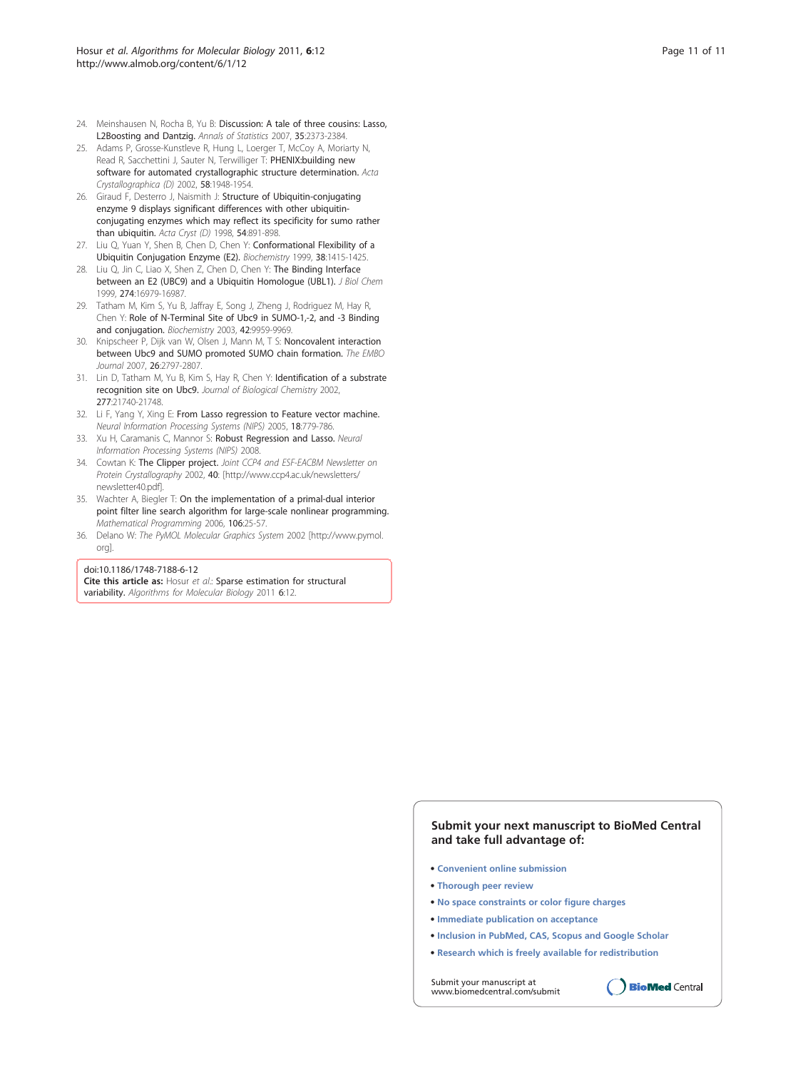24. Meinshausen N, Rocha B, Yu B: **Discussion: A tale of three cousins: Lasso, L2Boosting and Dantzig.** *Annals of Statistics* 2007, **35**:2373-2384.
25. Adams P, Grosse-Kunstleve R, Hung L, Loerger T, McCoy A, Moriarty N, Read R, Sacchettini J, Sauter N, Terwilliger T: **PHENIX:building new software for automated crystallographic structure determination.** *Acta Crystallographica (D)* 2002, **58**:1948-1954.
26. Giraud F, Desterro J, Naismith J: **Structure of Ubiquitin-conjugating enzyme 9 displays significant differences with other ubiquitin-conjugating enzymes which may reflect its specificity for sumo rather than ubiquitin.** *Acta Cryst (D)* 1998, **54**:891-898.
27. Liu Q, Yuan Y, Shen B, Chen D, Chen Y: **Conformational Flexibility of a Ubiquitin Conjugation Enzyme (E2).** *Biochemistry* 1999, **38**:1415-1425.
28. Liu Q, Jin C, Liao X, Shen Z, Chen D, Chen Y: **The Binding Interface between an E2 (UBC9) and a Ubiquitin Homologue (UBL1).** *J Biol Chem* 1999, **274**:16979-16987.
29. Tatham M, Kim S, Yu B, Jaffray E, Song J, Zheng J, Rodriguez M, Hay R, Chen Y: **Role of N-Terminal Site of Ubc9 in SUMO-1,-2, and -3 Binding and conjugation.** *Biochemistry* 2003, **42**:9959-9969.
30. Knipscheer P, Dijk van W, Olsen J, Mann M, T S: **Noncovalent interaction between Ubc9 and SUMO promoted SUMO chain formation.** *The EMBO Journal* 2007, **26**:2797-2807.
31. Lin D, Tatham M, Yu B, Kim S, Hay R, Chen Y: **Identification of a substrate recognition site on Ubc9.** *Journal of Biological Chemistry* 2002, **277**:21740-21748.
32. Li F, Yang Y, Xing E: **From Lasso regression to Feature vector machine.** *Neural Information Processing Systems (NIPS)* 2005, **18**:779-786.
33. Xu H, Caramanis C, Mannor S: **Robust Regression and Lasso.** *Neural Information Processing Systems (NIPS)* 2008.
34. Cowtan K: **The Clipper project.** *Joint CCP4 and ESF-EACBM Newsletter on Protein Crystallography* 2002, **40**: [http://www.ccp4.ac.uk/newsletters/newsletter40.pdf].
35. Wachter A, Biegler T: **On the implementation of a primal-dual interior point filter line search algorithm for large-scale nonlinear programming.** *Mathematical Programming* 2006, **106**:25-57.
36. Delano W: *The PyMOL Molecular Graphics System* 2002 [http://www.pymol.org].

doi:10.1186/1748-7188-6-12
**Cite this article as:** Hosur *et al.*: Sparse estimation for structural variability. *Algorithms for Molecular Biology* 2011 **6**:12.

**Submit your next manuscript to BioMed Central and take full advantage of:**

- Convenient online submission
- Thorough peer review
- No space constraints or color figure charges
- Immediate publication on acceptance
- Inclusion in PubMed, CAS, Scopus and Google Scholar
- Research which is freely available for redistribution

Submit your manuscript at
www.biomedcentral.com/submit

BioMed Central